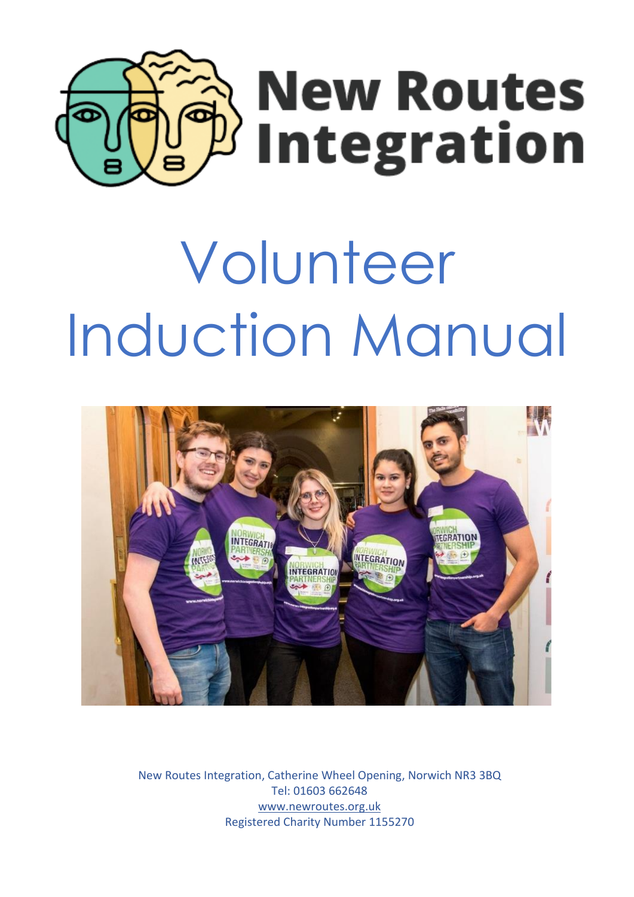# New Routes Integration

# Volunteer Induction Manual

New Routes Integration, Catherine Wheel Opening, Norwich NR3 3BQ
Tel: 01603 662648
www.newroutes.org.uk
Registered Charity Number 1155270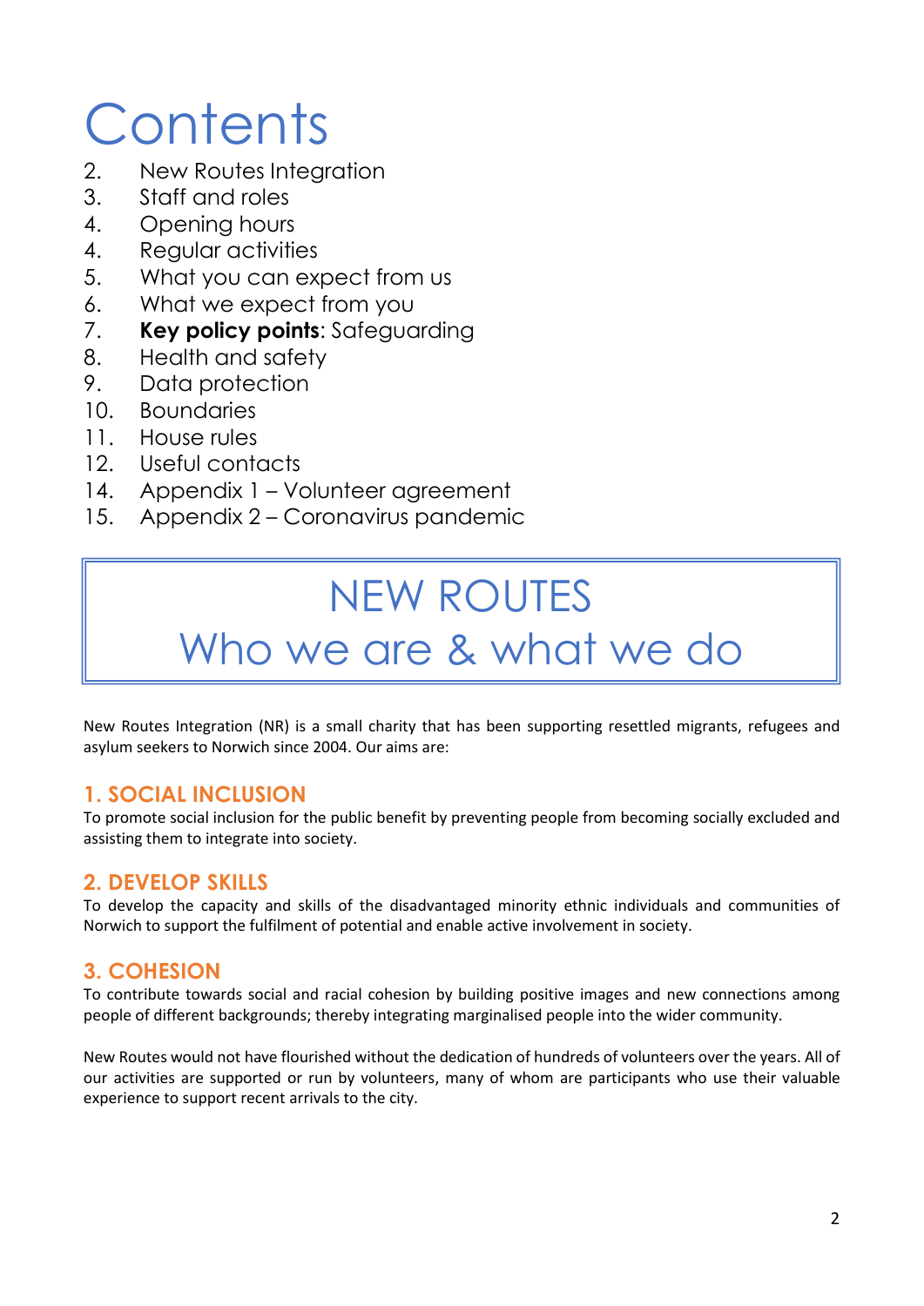# Contents

2. New Routes Integration
3. Staff and roles
4. Opening hours
4. Regular activities
5. What you can expect from us
6. What we expect from you
7. **Key policy points**: Safeguarding
8. Health and safety
9. Data protection
10. Boundaries
11. House rules
12. Useful contacts
14. Appendix 1 – Volunteer agreement
15. Appendix 2 – Coronavirus pandemic

# NEW ROUTES
# Who we are & what we do

New Routes Integration (NR) is a small charity that has been supporting resettled migrants, refugees and asylum seekers to Norwich since 2004. Our aims are:

## 1. SOCIAL INCLUSION

To promote social inclusion for the public benefit by preventing people from becoming socially excluded and assisting them to integrate into society.

## 2. DEVELOP SKILLS

To develop the capacity and skills of the disadvantaged minority ethnic individuals and communities of Norwich to support the fulfilment of potential and enable active involvement in society.

## 3. COHESION

To contribute towards social and racial cohesion by building positive images and new connections among people of different backgrounds; thereby integrating marginalised people into the wider community.

New Routes would not have flourished without the dedication of hundreds of volunteers over the years. All of our activities are supported or run by volunteers, many of whom are participants who use their valuable experience to support recent arrivals to the city.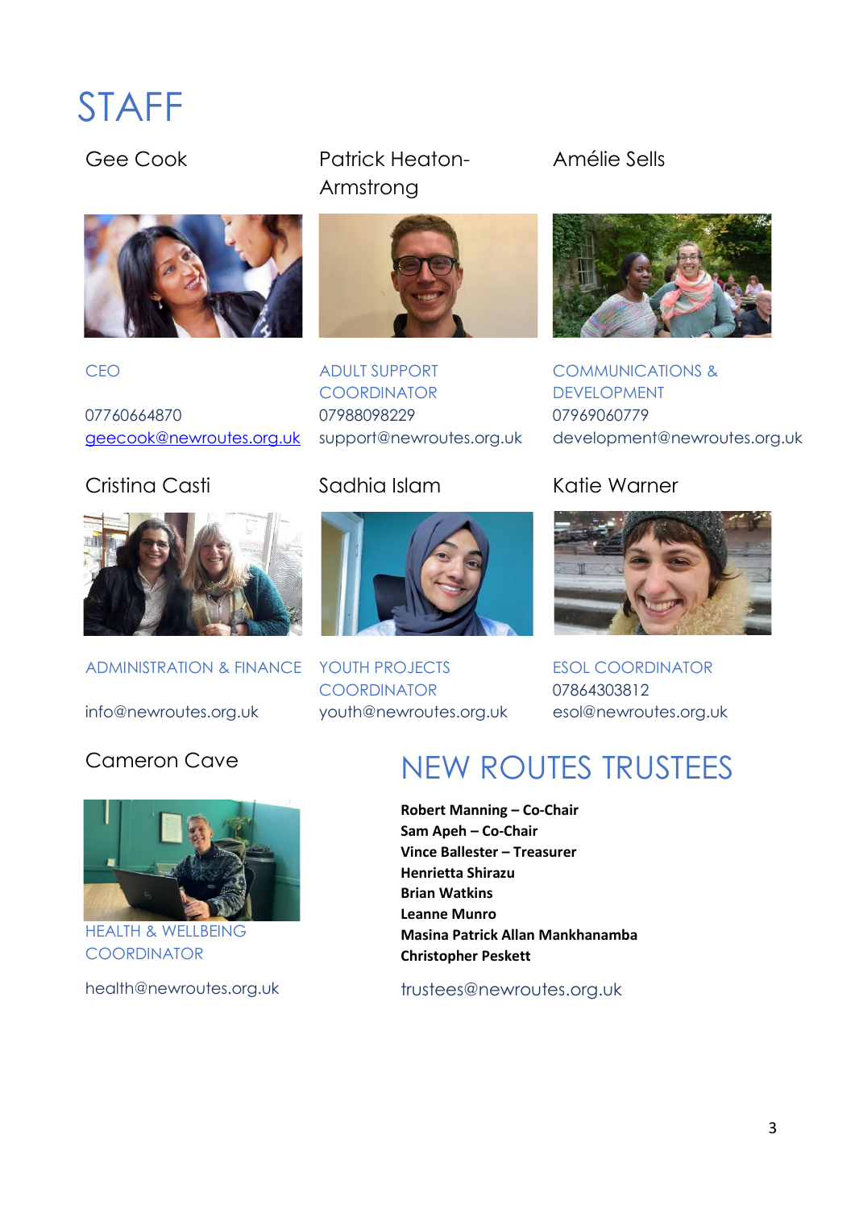# STAFF

## Gee Cook

CEO

07760664870
geecook@newroutes.org.uk

## Patrick Heaton-Armstrong

ADULT SUPPORT COORDINATOR

07988098229
support@newroutes.org.uk

## Amélie Sells

COMMUNICATIONS & DEVELOPMENT

07969060779
development@newroutes.org.uk

## Cristina Casti

ADMINISTRATION & FINANCE

info@newroutes.org.uk

## Sadhia Islam

YOUTH PROJECTS COORDINATOR

youth@newroutes.org.uk

## Katie Warner

ESOL COORDINATOR

07864303812
esol@newroutes.org.uk

## Cameron Cave

HEALTH & WELLBEING COORDINATOR

health@newroutes.org.uk

# NEW ROUTES TRUSTEES

**Robert Manning – Co-Chair**
**Sam Apeh – Co-Chair**
**Vince Ballester – Treasurer**
**Henrietta Shirazu**
**Brian Watkins**
**Leanne Munro**
**Masina Patrick Allan Mankhanamba**
**Christopher Peskett**

trustees@newroutes.org.uk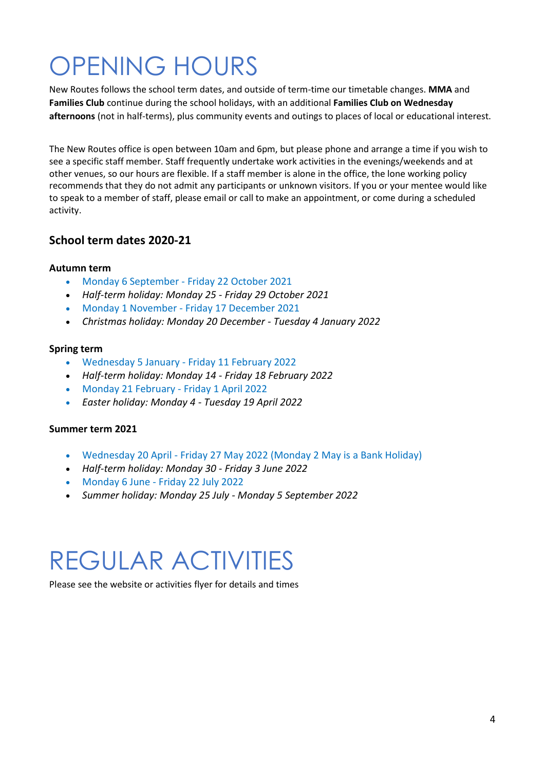# OPENING HOURS

New Routes follows the school term dates, and outside of term-time our timetable changes. **MMA** and **Families Club** continue during the school holidays, with an additional **Families Club on Wednesday afternoons** (not in half-terms), plus community events and outings to places of local or educational interest.

The New Routes office is open between 10am and 6pm, but please phone and arrange a time if you wish to see a specific staff member. Staff frequently undertake work activities in the evenings/weekends and at other venues, so our hours are flexible. If a staff member is alone in the office, the lone working policy recommends that they do not admit any participants or unknown visitors. If you or your mentee would like to speak to a member of staff, please email or call to make an appointment, or come during a scheduled activity.

### School term dates 2020-21

#### Autumn term

- Monday 6 September - Friday 22 October 2021
- *Half-term holiday: Monday 25 - Friday 29 October 2021*
- Monday 1 November - Friday 17 December 2021
- *Christmas holiday: Monday 20 December - Tuesday 4 January 2022*

#### Spring term

- Wednesday 5 January - Friday 11 February 2022
- *Half-term holiday: Monday 14 - Friday 18 February 2022*
- Monday 21 February - Friday 1 April 2022
- *Easter holiday: Monday 4 - Tuesday 19 April 2022*

#### Summer term 2021

- Wednesday 20 April - Friday 27 May 2022 (Monday 2 May is a Bank Holiday)
- *Half-term holiday: Monday 30 - Friday 3 June 2022*
- Monday 6 June - Friday 22 July 2022
- *Summer holiday: Monday 25 July - Monday 5 September 2022*

# REGULAR ACTIVITIES

Please see the website or activities flyer for details and times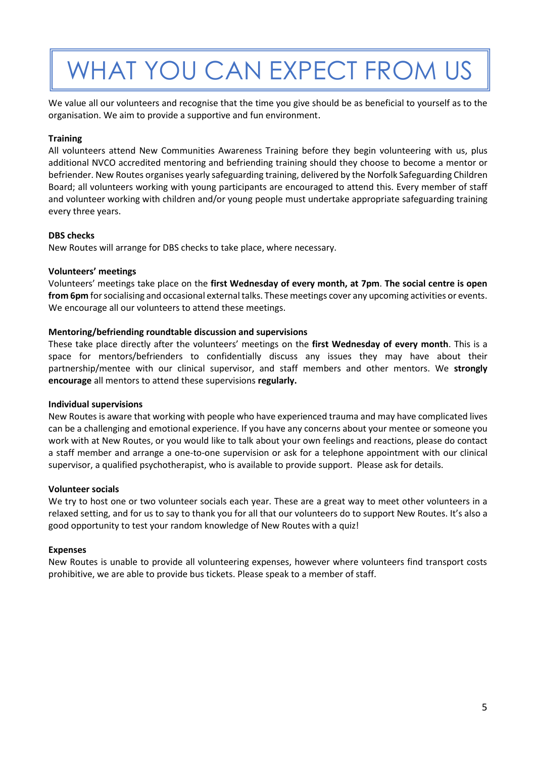# WHAT YOU CAN EXPECT FROM US

We value all our volunteers and recognise that the time you give should be as beneficial to yourself as to the organisation. We aim to provide a supportive and fun environment.

**Training**

All volunteers attend New Communities Awareness Training before they begin volunteering with us, plus additional NVCO accredited mentoring and befriending training should they choose to become a mentor or befriender. New Routes organises yearly safeguarding training, delivered by the Norfolk Safeguarding Children Board; all volunteers working with young participants are encouraged to attend this. Every member of staff and volunteer working with children and/or young people must undertake appropriate safeguarding training every three years.

**DBS checks**

New Routes will arrange for DBS checks to take place, where necessary.

**Volunteers' meetings**

Volunteers' meetings take place on the **first Wednesday of every month, at 7pm**. **The social centre is open from 6pm** for socialising and occasional external talks. These meetings cover any upcoming activities or events. We encourage all our volunteers to attend these meetings.

**Mentoring/befriending roundtable discussion and supervisions**

These take place directly after the volunteers' meetings on the **first Wednesday of every month**. This is a space for mentors/befrienders to confidentially discuss any issues they may have about their partnership/mentee with our clinical supervisor, and staff members and other mentors. We **strongly encourage** all mentors to attend these supervisions **regularly.**

**Individual supervisions**

New Routes is aware that working with people who have experienced trauma and may have complicated lives can be a challenging and emotional experience. If you have any concerns about your mentee or someone you work with at New Routes, or you would like to talk about your own feelings and reactions, please do contact a staff member and arrange a one-to-one supervision or ask for a telephone appointment with our clinical supervisor, a qualified psychotherapist, who is available to provide support. Please ask for details.

**Volunteer socials**

We try to host one or two volunteer socials each year. These are a great way to meet other volunteers in a relaxed setting, and for us to say to thank you for all that our volunteers do to support New Routes. It's also a good opportunity to test your random knowledge of New Routes with a quiz!

**Expenses**

New Routes is unable to provide all volunteering expenses, however where volunteers find transport costs prohibitive, we are able to provide bus tickets. Please speak to a member of staff.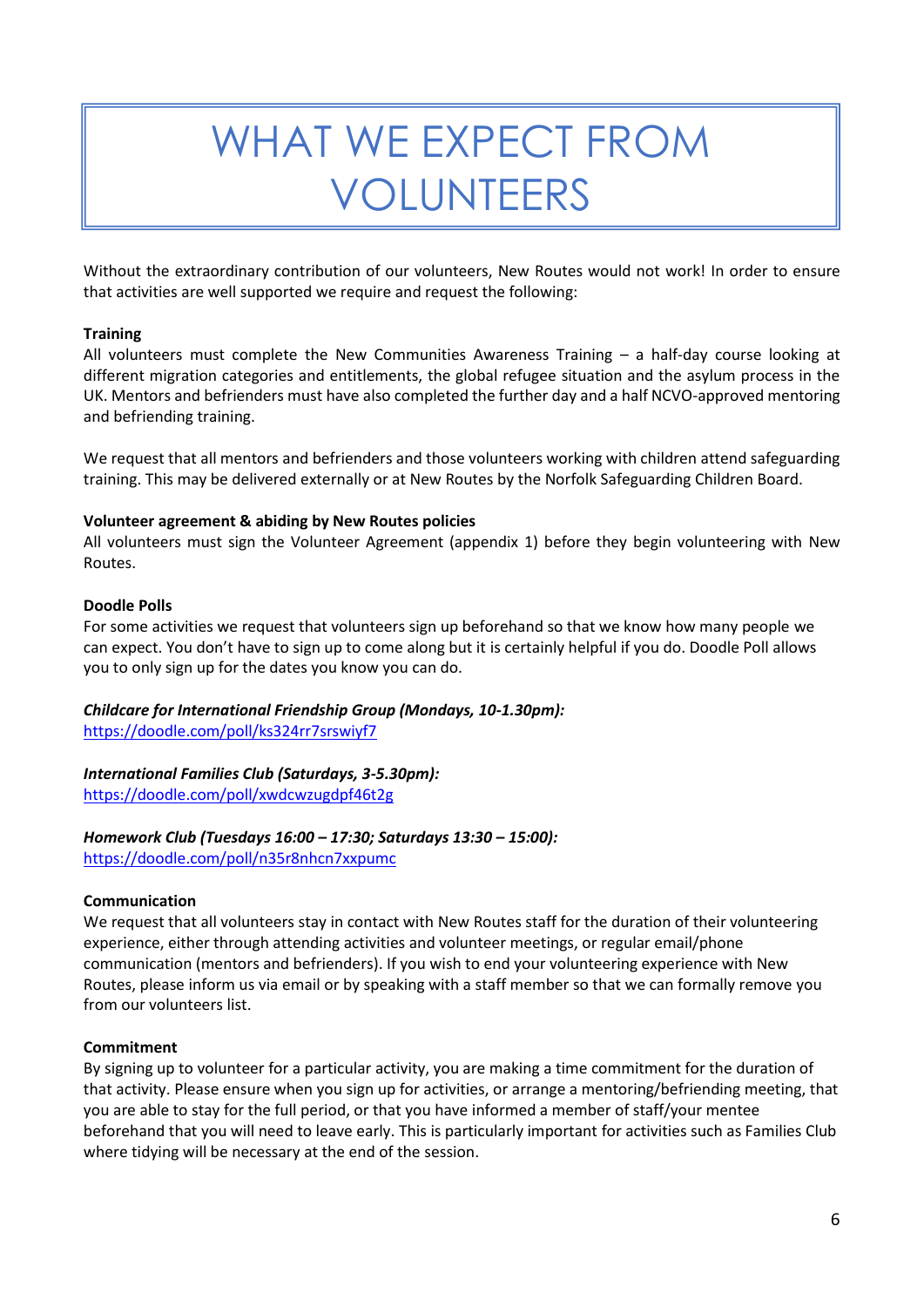# WHAT WE EXPECT FROM VOLUNTEERS

Without the extraordinary contribution of our volunteers, New Routes would not work! In order to ensure that activities are well supported we require and request the following:

**Training**

All volunteers must complete the New Communities Awareness Training – a half-day course looking at different migration categories and entitlements, the global refugee situation and the asylum process in the UK. Mentors and befrienders must have also completed the further day and a half NCVO-approved mentoring and befriending training.

We request that all mentors and befrienders and those volunteers working with children attend safeguarding training. This may be delivered externally or at New Routes by the Norfolk Safeguarding Children Board.

**Volunteer agreement & abiding by New Routes policies**

All volunteers must sign the Volunteer Agreement (appendix 1) before they begin volunteering with New Routes.

**Doodle Polls**

For some activities we request that volunteers sign up beforehand so that we know how many people we can expect. You don't have to sign up to come along but it is certainly helpful if you do. Doodle Poll allows you to only sign up for the dates you know you can do.

***Childcare for International Friendship Group (Mondays, 10-1.30pm):***
https://doodle.com/poll/ks324rr7srswiyf7

***International Families Club (Saturdays, 3-5.30pm):***
https://doodle.com/poll/xwdcwzugdpf46t2g

***Homework Club (Tuesdays 16:00 – 17:30; Saturdays 13:30 – 15:00):***
https://doodle.com/poll/n35r8nhcn7xxpumc

**Communication**

We request that all volunteers stay in contact with New Routes staff for the duration of their volunteering experience, either through attending activities and volunteer meetings, or regular email/phone communication (mentors and befrienders). If you wish to end your volunteering experience with New Routes, please inform us via email or by speaking with a staff member so that we can formally remove you from our volunteers list.

**Commitment**

By signing up to volunteer for a particular activity, you are making a time commitment for the duration of that activity. Please ensure when you sign up for activities, or arrange a mentoring/befriending meeting, that you are able to stay for the full period, or that you have informed a member of staff/your mentee beforehand that you will need to leave early. This is particularly important for activities such as Families Club where tidying will be necessary at the end of the session.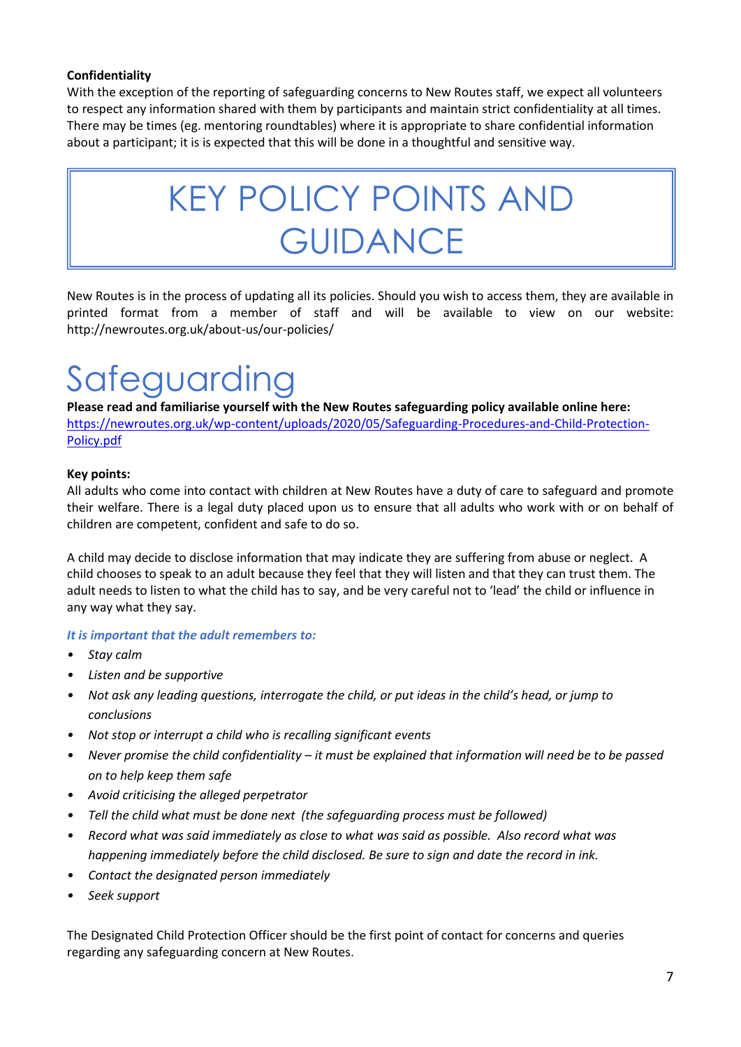**Confidentiality**

With the exception of the reporting of safeguarding concerns to New Routes staff, we expect all volunteers to respect any information shared with them by participants and maintain strict confidentiality at all times. There may be times (eg. mentoring roundtables) where it is appropriate to share confidential information about a participant; it is is expected that this will be done in a thoughtful and sensitive way.

# KEY POLICY POINTS AND GUIDANCE

New Routes is in the process of updating all its policies. Should you wish to access them, they are available in printed format from a member of staff and will be available to view on our website: http://newroutes.org.uk/about-us/our-policies/

## Safeguarding

**Please read and familiarise yourself with the New Routes safeguarding policy available online here:**
https://newroutes.org.uk/wp-content/uploads/2020/05/Safeguarding-Procedures-and-Child-Protection-Policy.pdf

**Key points:**

All adults who come into contact with children at New Routes have a duty of care to safeguard and promote their welfare. There is a legal duty placed upon us to ensure that all adults who work with or on behalf of children are competent, confident and safe to do so.

A child may decide to disclose information that may indicate they are suffering from abuse or neglect. A child chooses to speak to an adult because they feel that they will listen and that they can trust them. The adult needs to listen to what the child has to say, and be very careful not to 'lead' the child or influence in any way what they say.

***It is important that the adult remembers to:***

- *Stay calm*
- *Listen and be supportive*
- *Not ask any leading questions, interrogate the child, or put ideas in the child's head, or jump to conclusions*
- *Not stop or interrupt a child who is recalling significant events*
- *Never promise the child confidentiality – it must be explained that information will need be to be passed on to help keep them safe*
- *Avoid criticising the alleged perpetrator*
- *Tell the child what must be done next (the safeguarding process must be followed)*
- *Record what was said immediately as close to what was said as possible. Also record what was happening immediately before the child disclosed. Be sure to sign and date the record in ink.*
- *Contact the designated person immediately*
- *Seek support*

The Designated Child Protection Officer should be the first point of contact for concerns and queries regarding any safeguarding concern at New Routes.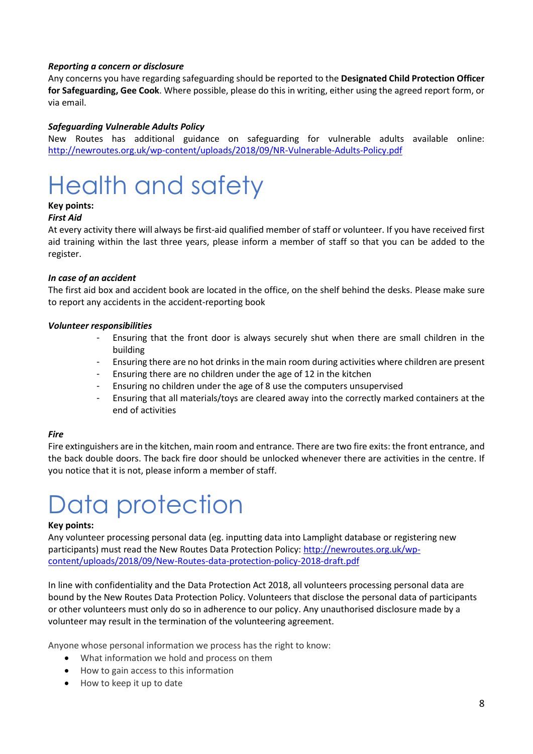### *Reporting a concern or disclosure*

Any concerns you have regarding safeguarding should be reported to the **Designated Child Protection Officer for Safeguarding, Gee Cook**. Where possible, please do this in writing, either using the agreed report form, or via email.

### *Safeguarding Vulnerable Adults Policy*

New Routes has additional guidance on safeguarding for vulnerable adults available online: http://newroutes.org.uk/wp-content/uploads/2018/09/NR-Vulnerable-Adults-Policy.pdf

# Health and safety

**Key points:**

***First Aid***

At every activity there will always be first-aid qualified member of staff or volunteer. If you have received first aid training within the last three years, please inform a member of staff so that you can be added to the register.

***In case of an accident***

The first aid box and accident book are located in the office, on the shelf behind the desks. Please make sure to report any accidents in the accident-reporting book

***Volunteer responsibilities***

- Ensuring that the front door is always securely shut when there are small children in the building
- Ensuring there are no hot drinks in the main room during activities where children are present
- Ensuring there are no children under the age of 12 in the kitchen
- Ensuring no children under the age of 8 use the computers unsupervised
- Ensuring that all materials/toys are cleared away into the correctly marked containers at the end of activities

***Fire***

Fire extinguishers are in the kitchen, main room and entrance. There are two fire exits: the front entrance, and the back double doors. The back fire door should be unlocked whenever there are activities in the centre. If you notice that it is not, please inform a member of staff.

# Data protection

**Key points:**

Any volunteer processing personal data (eg. inputting data into Lamplight database or registering new participants) must read the New Routes Data Protection Policy: http://newroutes.org.uk/wp-content/uploads/2018/09/New-Routes-data-protection-policy-2018-draft.pdf

In line with confidentiality and the Data Protection Act 2018, all volunteers processing personal data are bound by the New Routes Data Protection Policy. Volunteers that disclose the personal data of participants or other volunteers must only do so in adherence to our policy. Any unauthorised disclosure made by a volunteer may result in the termination of the volunteering agreement.

Anyone whose personal information we process has the right to know:

- What information we hold and process on them
- How to gain access to this information
- How to keep it up to date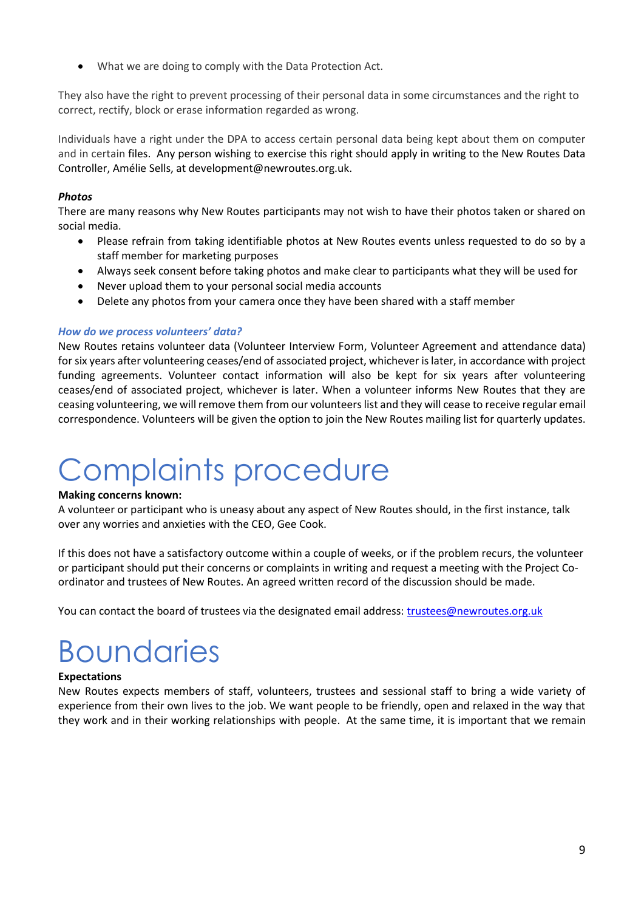- What we are doing to comply with the Data Protection Act.

They also have the right to prevent processing of their personal data in some circumstances and the right to correct, rectify, block or erase information regarded as wrong.

Individuals have a right under the DPA to access certain personal data being kept about them on computer and in certain files. Any person wishing to exercise this right should apply in writing to the New Routes Data Controller, Amélie Sells, at development@newroutes.org.uk.

***Photos***

There are many reasons why New Routes participants may not wish to have their photos taken or shared on social media.

- Please refrain from taking identifiable photos at New Routes events unless requested to do so by a staff member for marketing purposes
- Always seek consent before taking photos and make clear to participants what they will be used for
- Never upload them to your personal social media accounts
- Delete any photos from your camera once they have been shared with a staff member

***How do we process volunteers' data?***

New Routes retains volunteer data (Volunteer Interview Form, Volunteer Agreement and attendance data) for six years after volunteering ceases/end of associated project, whichever is later, in accordance with project funding agreements. Volunteer contact information will also be kept for six years after volunteering ceases/end of associated project, whichever is later. When a volunteer informs New Routes that they are ceasing volunteering, we will remove them from our volunteers list and they will cease to receive regular email correspondence. Volunteers will be given the option to join the New Routes mailing list for quarterly updates.

# Complaints procedure

**Making concerns known:**

A volunteer or participant who is uneasy about any aspect of New Routes should, in the first instance, talk over any worries and anxieties with the CEO, Gee Cook.

If this does not have a satisfactory outcome within a couple of weeks, or if the problem recurs, the volunteer or participant should put their concerns or complaints in writing and request a meeting with the Project Co-ordinator and trustees of New Routes. An agreed written record of the discussion should be made.

You can contact the board of trustees via the designated email address: trustees@newroutes.org.uk

# Boundaries

**Expectations**

New Routes expects members of staff, volunteers, trustees and sessional staff to bring a wide variety of experience from their own lives to the job. We want people to be friendly, open and relaxed in the way that they work and in their working relationships with people. At the same time, it is important that we remain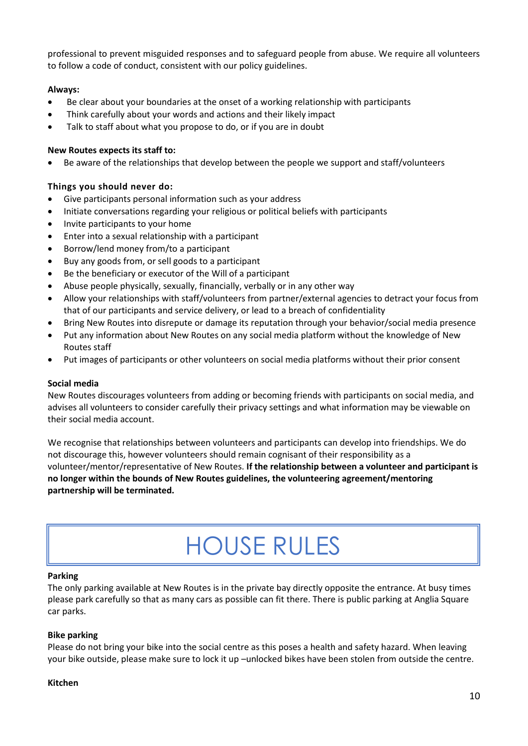professional to prevent misguided responses and to safeguard people from abuse. We require all volunteers to follow a code of conduct, consistent with our policy guidelines.

**Always:**

- Be clear about your boundaries at the onset of a working relationship with participants
- Think carefully about your words and actions and their likely impact
- Talk to staff about what you propose to do, or if you are in doubt

**New Routes expects its staff to:**

- Be aware of the relationships that develop between the people we support and staff/volunteers

**Things you should never do:**

- Give participants personal information such as your address
- Initiate conversations regarding your religious or political beliefs with participants
- Invite participants to your home
- Enter into a sexual relationship with a participant
- Borrow/lend money from/to a participant
- Buy any goods from, or sell goods to a participant
- Be the beneficiary or executor of the Will of a participant
- Abuse people physically, sexually, financially, verbally or in any other way
- Allow your relationships with staff/volunteers from partner/external agencies to detract your focus from that of our participants and service delivery, or lead to a breach of confidentiality
- Bring New Routes into disrepute or damage its reputation through your behavior/social media presence
- Put any information about New Routes on any social media platform without the knowledge of New Routes staff
- Put images of participants or other volunteers on social media platforms without their prior consent

**Social media**

New Routes discourages volunteers from adding or becoming friends with participants on social media, and advises all volunteers to consider carefully their privacy settings and what information may be viewable on their social media account.

We recognise that relationships between volunteers and participants can develop into friendships. We do not discourage this, however volunteers should remain cognisant of their responsibility as a volunteer/mentor/representative of New Routes. **If the relationship between a volunteer and participant is no longer within the bounds of New Routes guidelines, the volunteering agreement/mentoring partnership will be terminated.**

# HOUSE RULES

**Parking**

The only parking available at New Routes is in the private bay directly opposite the entrance. At busy times please park carefully so that as many cars as possible can fit there. There is public parking at Anglia Square car parks.

**Bike parking**

Please do not bring your bike into the social centre as this poses a health and safety hazard. When leaving your bike outside, please make sure to lock it up –unlocked bikes have been stolen from outside the centre.

**Kitchen**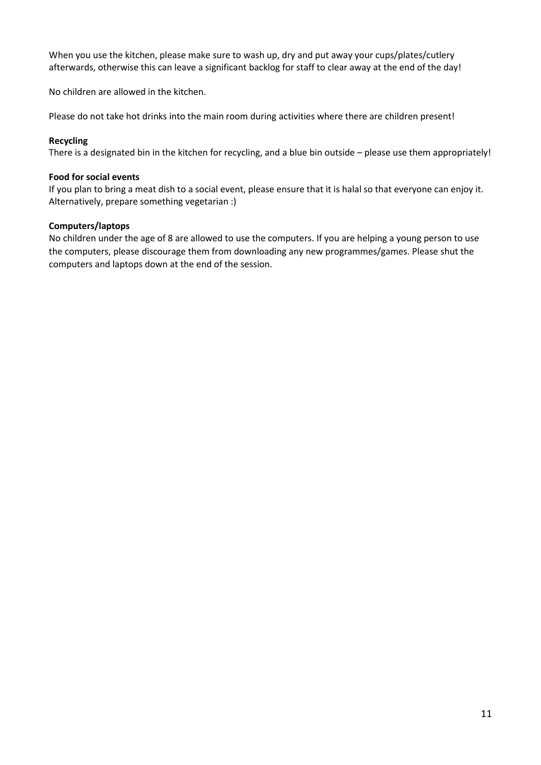When you use the kitchen, please make sure to wash up, dry and put away your cups/plates/cutlery afterwards, otherwise this can leave a significant backlog for staff to clear away at the end of the day!

No children are allowed in the kitchen.

Please do not take hot drinks into the main room during activities where there are children present!

**Recycling**

There is a designated bin in the kitchen for recycling, and a blue bin outside – please use them appropriately!

**Food for social events**

If you plan to bring a meat dish to a social event, please ensure that it is halal so that everyone can enjoy it. Alternatively, prepare something vegetarian :)

**Computers/laptops**

No children under the age of 8 are allowed to use the computers. If you are helping a young person to use the computers, please discourage them from downloading any new programmes/games. Please shut the computers and laptops down at the end of the session.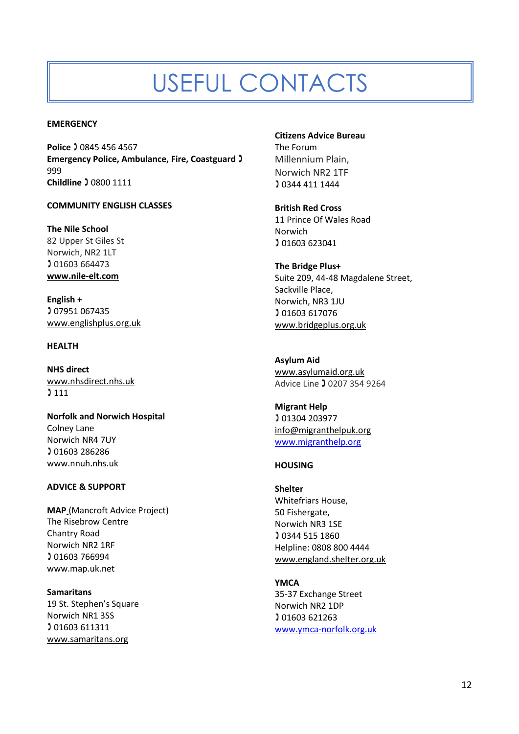# USEFUL CONTACTS

**EMERGENCY**

**Police** ☎ 0845 456 4567
**Emergency Police, Ambulance, Fire, Coastguard** ☎ 999
**Childline** ☎ 0800 1111

**COMMUNITY ENGLISH CLASSES**

**The Nile School**
82 Upper St Giles St
Norwich, NR2 1LT
☎ 01603 664473
**www.nile-elt.com**

**English +**
☎ 07951 067435
www.englishplus.org.uk

**HEALTH**

**NHS direct**
www.nhsdirect.nhs.uk
☎ 111

**Norfolk and Norwich Hospital**
Colney Lane
Norwich NR4 7UY
☎ 01603 286286
www.nnuh.nhs.uk

**ADVICE & SUPPORT**

**MAP** (Mancroft Advice Project)
The Risebrow Centre
Chantry Road
Norwich NR2 1RF
☎ 01603 766994
www.map.uk.net

**Samaritans**
19 St. Stephen's Square
Norwich NR1 3SS
☎ 01603 611311
www.samaritans.org

**Citizens Advice Bureau**
The Forum
Millennium Plain,
Norwich NR2 1TF
☎ 0344 411 1444

**British Red Cross**
11 Prince Of Wales Road
Norwich
☎ 01603 623041

**The Bridge Plus+**
Suite 209, 44-48 Magdalene Street,
Sackville Place,
Norwich, NR3 1JU
☎ 01603 617076
www.bridgeplus.org.uk

**Asylum Aid**
www.asylumaid.org.uk
Advice Line ☎ 0207 354 9264

**Migrant Help**
☎ 01304 203977
info@migranthelpuk.org
www.migranthelp.org

**HOUSING**

**Shelter**
Whitefriars House,
50 Fishergate,
Norwich NR3 1SE
☎ 0344 515 1860
Helpline: 0808 800 4444
www.england.shelter.org.uk

**YMCA**
35-37 Exchange Street
Norwich NR2 1DP
☎ 01603 621263
www.ymca-norfolk.org.uk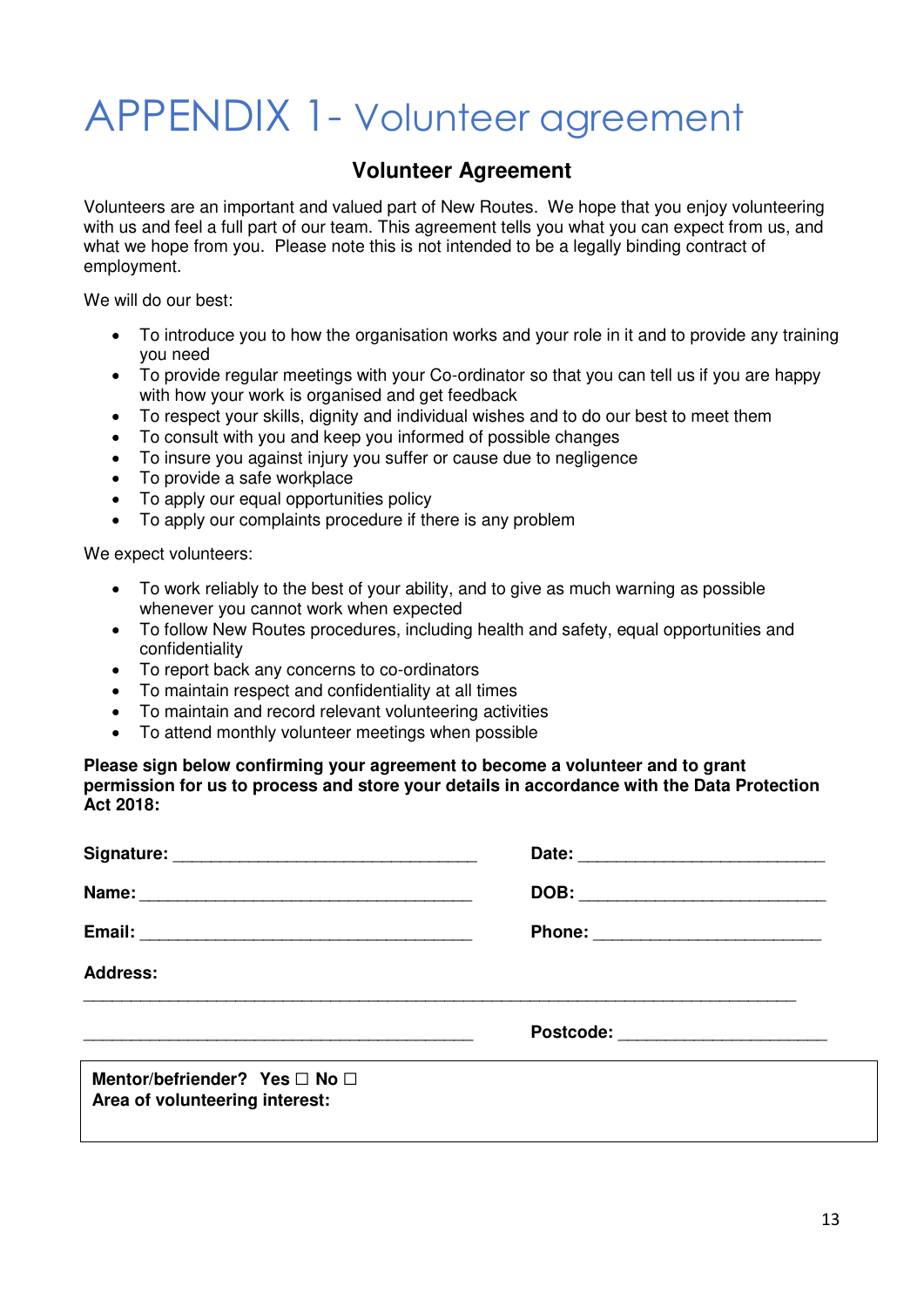# APPENDIX 1- Volunteer agreement

## Volunteer Agreement

Volunteers are an important and valued part of New Routes. We hope that you enjoy volunteering with us and feel a full part of our team. This agreement tells you what you can expect from us, and what we hope from you. Please note this is not intended to be a legally binding contract of employment.

We will do our best:

- To introduce you to how the organisation works and your role in it and to provide any training you need
- To provide regular meetings with your Co-ordinator so that you can tell us if you are happy with how your work is organised and get feedback
- To respect your skills, dignity and individual wishes and to do our best to meet them
- To consult with you and keep you informed of possible changes
- To insure you against injury you suffer or cause due to negligence
- To provide a safe workplace
- To apply our equal opportunities policy
- To apply our complaints procedure if there is any problem

We expect volunteers:

- To work reliably to the best of your ability, and to give as much warning as possible whenever you cannot work when expected
- To follow New Routes procedures, including health and safety, equal opportunities and confidentiality
- To report back any concerns to co-ordinators
- To maintain respect and confidentiality at all times
- To maintain and record relevant volunteering activities
- To attend monthly volunteer meetings when possible

**Please sign below confirming your agreement to become a volunteer and to grant permission for us to process and store your details in accordance with the Data Protection Act 2018:**

**Signature:** ________________________________ **Date:** __________________________

**Name:** ___________________________________ **DOB:** __________________________

**Email:** ___________________________________ **Phone:** ________________________

**Address:**

____________________________________________________________________________

_________________________________________ **Postcode:** ______________________

**Mentor/befriender? Yes ☐ No ☐**
**Area of volunteering interest:**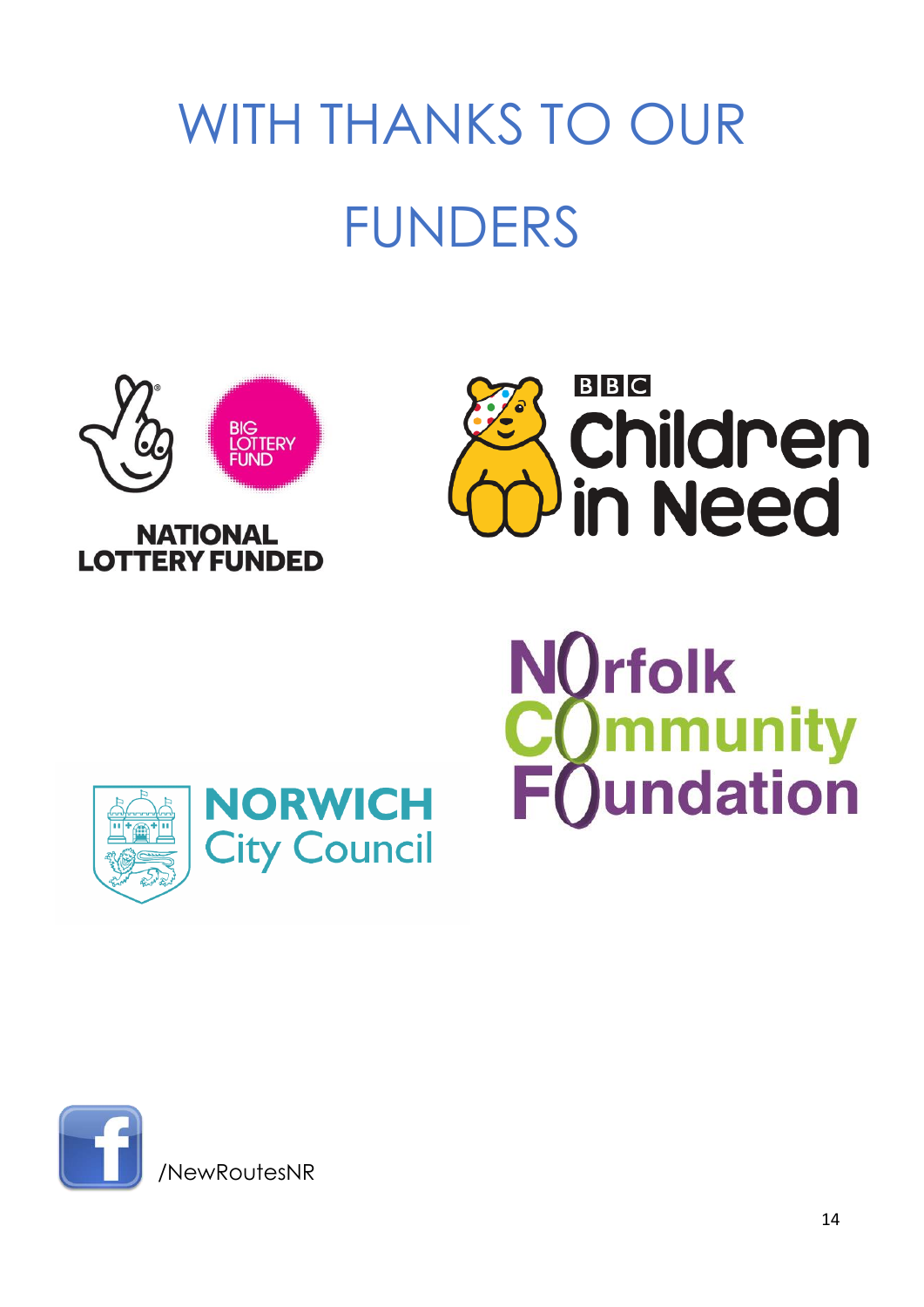# WITH THANKS TO OUR FUNDERS

BIG LOTTERY FUND

NATIONAL LOTTERY FUNDED

BBC Children in Need

NORWICH City Council

Norfolk Community Foundation

/NewRoutesNR